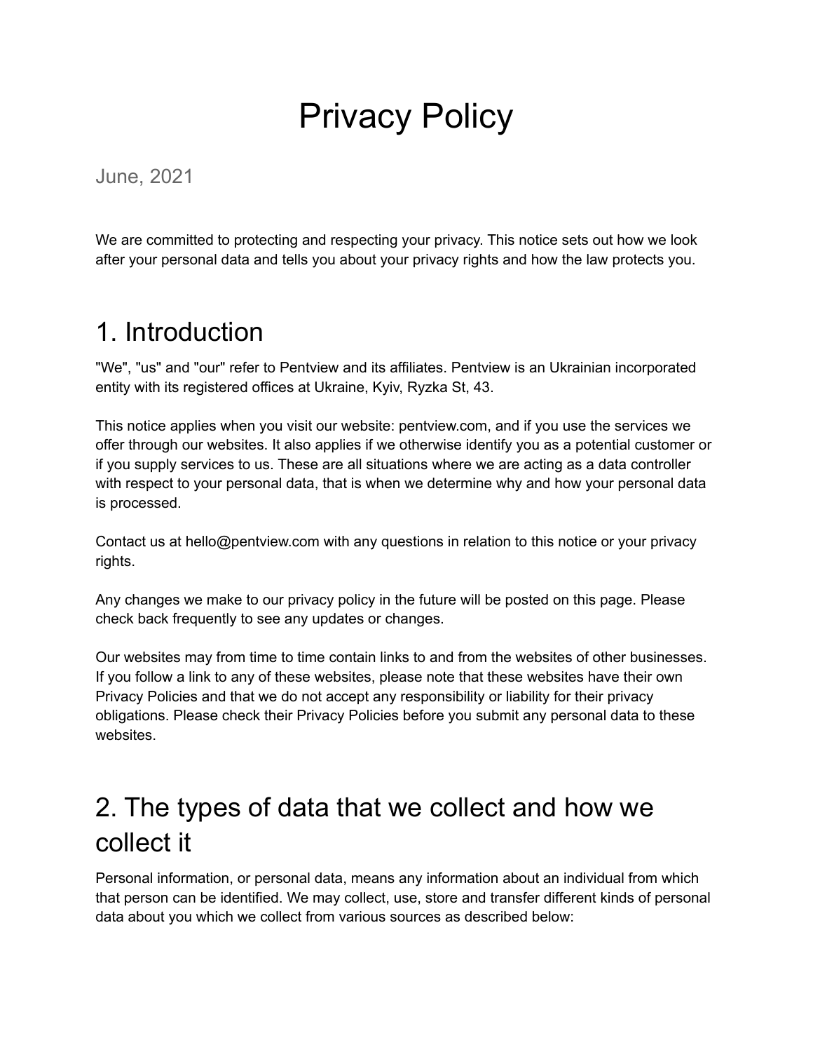# Privacy Policy

June, 2021

We are committed to protecting and respecting your privacy. This notice sets out how we look after your personal data and tells you about your privacy rights and how the law protects you.

## 1. Introduction

"We", "us" and "our" refer to Pentview and its affiliates. Pentview is an Ukrainian incorporated entity with its registered offices at Ukraine, Kyiv, Ryzka St, 43.

This notice applies when you visit our website: pentview.com, and if you use the services we offer through our websites. It also applies if we otherwise identify you as a potential customer or if you supply services to us. These are all situations where we are acting as a data controller with respect to your personal data, that is when we determine why and how your personal data is processed.

Contact us at hello@pentview.com with any questions in relation to this notice or your privacy rights.

Any changes we make to our privacy policy in the future will be posted on this page. Please check back frequently to see any updates or changes.

Our websites may from time to time contain links to and from the websites of other businesses. If you follow a link to any of these websites, please note that these websites have their own Privacy Policies and that we do not accept any responsibility or liability for their privacy obligations. Please check their Privacy Policies before you submit any personal data to these websites.

## 2. The types of data that we collect and how we collect it

Personal information, or personal data, means any information about an individual from which that person can be identified. We may collect, use, store and transfer different kinds of personal data about you which we collect from various sources as described below: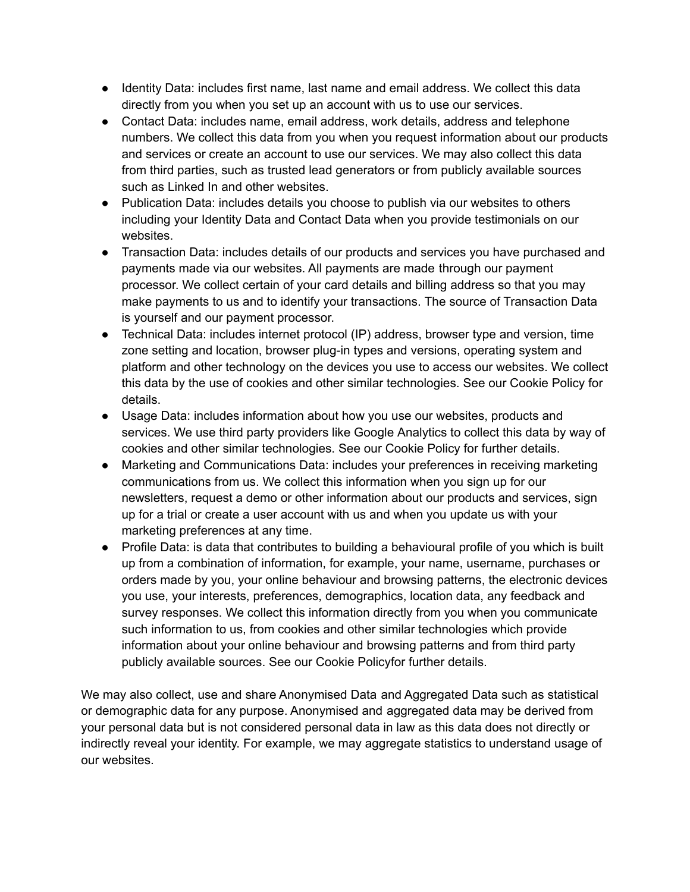- Identity Data: includes first name, last name and email address. We collect this data directly from you when you set up an account with us to use our services.
- Contact Data: includes name, email address, work details, address and telephone numbers. We collect this data from you when you request information about our products and services or create an account to use our services. We may also collect this data from third parties, such as trusted lead generators or from publicly available sources such as Linked In and other websites.
- Publication Data: includes details you choose to publish via our websites to others including your Identity Data and Contact Data when you provide testimonials on our websites.
- Transaction Data: includes details of our products and services you have purchased and payments made via our websites. All payments are made through our payment processor. We collect certain of your card details and billing address so that you may make payments to us and to identify your transactions. The source of Transaction Data is yourself and our payment processor.
- Technical Data: includes internet protocol (IP) address, browser type and version, time zone setting and location, browser plug-in types and versions, operating system and platform and other technology on the devices you use to access our websites. We collect this data by the use of cookies and other similar technologies. See our Cookie Policy for details.
- Usage Data: includes information about how you use our websites, products and services. We use third party providers like Google Analytics to collect this data by way of cookies and other similar technologies. See our Cookie Policy for further details.
- Marketing and Communications Data: includes your preferences in receiving marketing communications from us. We collect this information when you sign up for our newsletters, request a demo or other information about our products and services, sign up for a trial or create a user account with us and when you update us with your marketing preferences at any time.
- Profile Data: is data that contributes to building a behavioural profile of you which is built up from a combination of information, for example, your name, username, purchases or orders made by you, your online behaviour and browsing patterns, the electronic devices you use, your interests, preferences, demographics, location data, any feedback and survey responses. We collect this information directly from you when you communicate such information to us, from cookies and other similar technologies which provide information about your online behaviour and browsing patterns and from third party publicly available sources. See our Cookie Policyfor further details.

We may also collect, use and share Anonymised Data and Aggregated Data such as statistical or demographic data for any purpose. Anonymised and aggregated data may be derived from your personal data but is not considered personal data in law as this data does not directly or indirectly reveal your identity. For example, we may aggregate statistics to understand usage of our websites.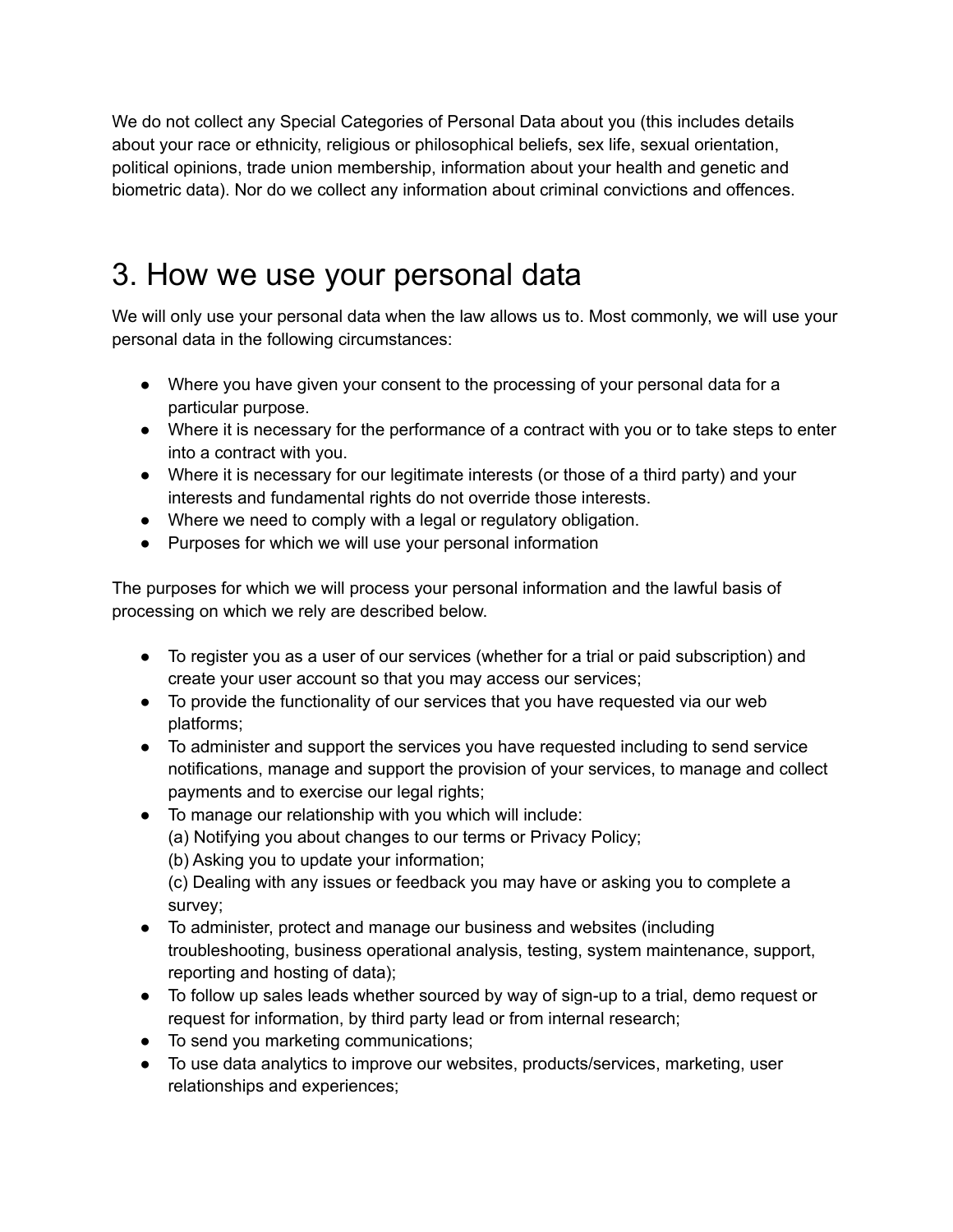We do not collect any Special Categories of Personal Data about you (this includes details about your race or ethnicity, religious or philosophical beliefs, sex life, sexual orientation, political opinions, trade union membership, information about your health and genetic and biometric data). Nor do we collect any information about criminal convictions and offences.

# 3. How we use your personal data

We will only use your personal data when the law allows us to. Most commonly, we will use your personal data in the following circumstances:

- Where you have given your consent to the processing of your personal data for a particular purpose.
- Where it is necessary for the performance of a contract with you or to take steps to enter into a contract with you.
- Where it is necessary for our legitimate interests (or those of a third party) and your interests and fundamental rights do not override those interests.
- Where we need to comply with a legal or regulatory obligation.
- Purposes for which we will use your personal information

The purposes for which we will process your personal information and the lawful basis of processing on which we rely are described below.

- To register you as a user of our services (whether for a trial or paid subscription) and create your user account so that you may access our services;
- To provide the functionality of our services that you have requested via our web platforms;
- To administer and support the services you have requested including to send service notifications, manage and support the provision of your services, to manage and collect payments and to exercise our legal rights;
- To manage our relationship with you which will include:
  (a) Notifying you about changes to our terms or Privacy Policy;
  (b) Asking you to update your information;
  (c) Dealing with any issues or feedback you may have or asking you to complete a survey;
- To administer, protect and manage our business and websites (including troubleshooting, business operational analysis, testing, system maintenance, support, reporting and hosting of data);
- To follow up sales leads whether sourced by way of sign-up to a trial, demo request or request for information, by third party lead or from internal research;
- To send you marketing communications;
- To use data analytics to improve our websites, products/services, marketing, user relationships and experiences;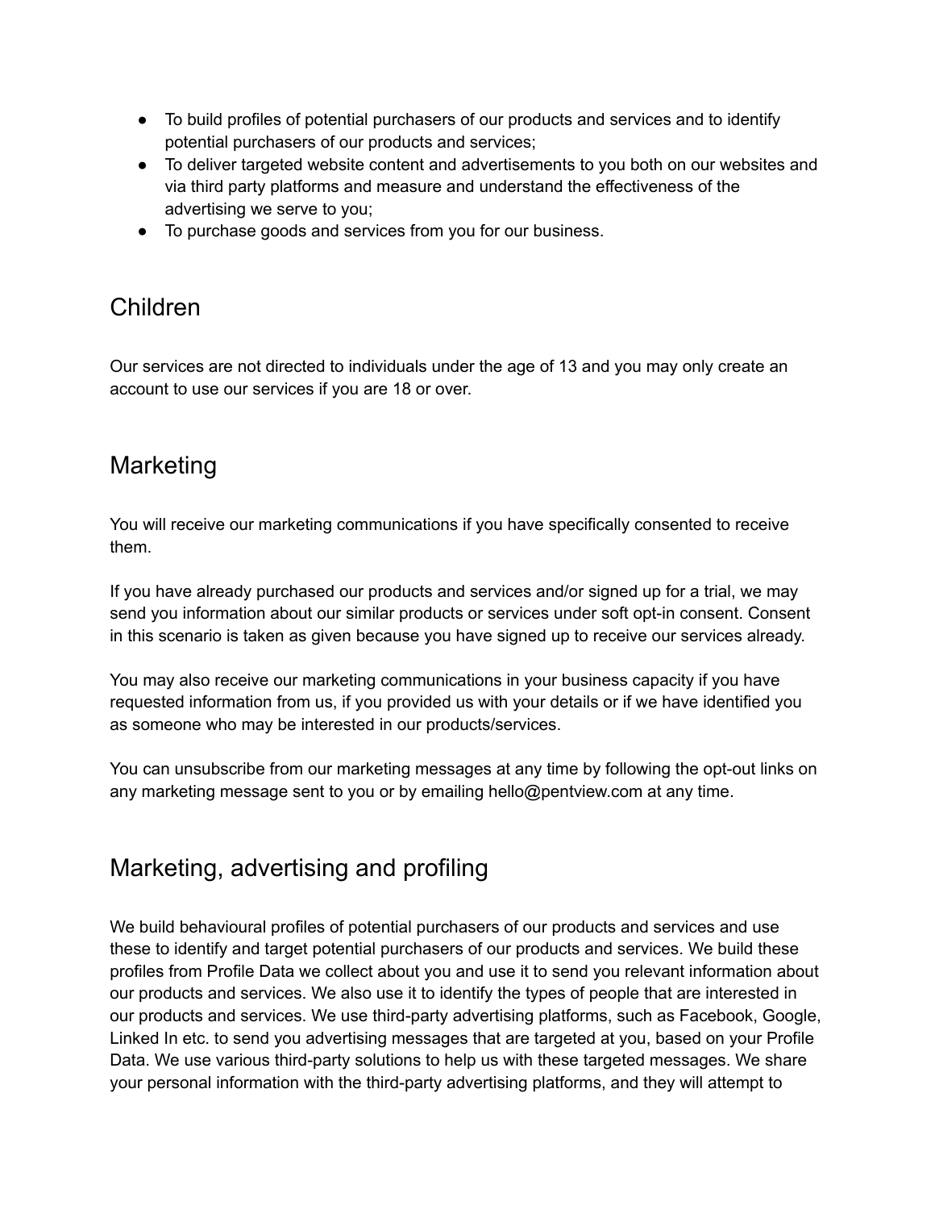- To build profiles of potential purchasers of our products and services and to identify potential purchasers of our products and services;
- To deliver targeted website content and advertisements to you both on our websites and via third party platforms and measure and understand the effectiveness of the advertising we serve to you;
- To purchase goods and services from you for our business.

## Children

Our services are not directed to individuals under the age of 13 and you may only create an account to use our services if you are 18 or over.

## Marketing

You will receive our marketing communications if you have specifically consented to receive them.

If you have already purchased our products and services and/or signed up for a trial, we may send you information about our similar products or services under soft opt-in consent. Consent in this scenario is taken as given because you have signed up to receive our services already.

You may also receive our marketing communications in your business capacity if you have requested information from us, if you provided us with your details or if we have identified you as someone who may be interested in our products/services.

You can unsubscribe from our marketing messages at any time by following the opt-out links on any marketing message sent to you or by emailing hello@pentview.com at any time.

## Marketing, advertising and profiling

We build behavioural profiles of potential purchasers of our products and services and use these to identify and target potential purchasers of our products and services. We build these profiles from Profile Data we collect about you and use it to send you relevant information about our products and services. We also use it to identify the types of people that are interested in our products and services. We use third-party advertising platforms, such as Facebook, Google, Linked In etc. to send you advertising messages that are targeted at you, based on your Profile Data. We use various third-party solutions to help us with these targeted messages. We share your personal information with the third-party advertising platforms, and they will attempt to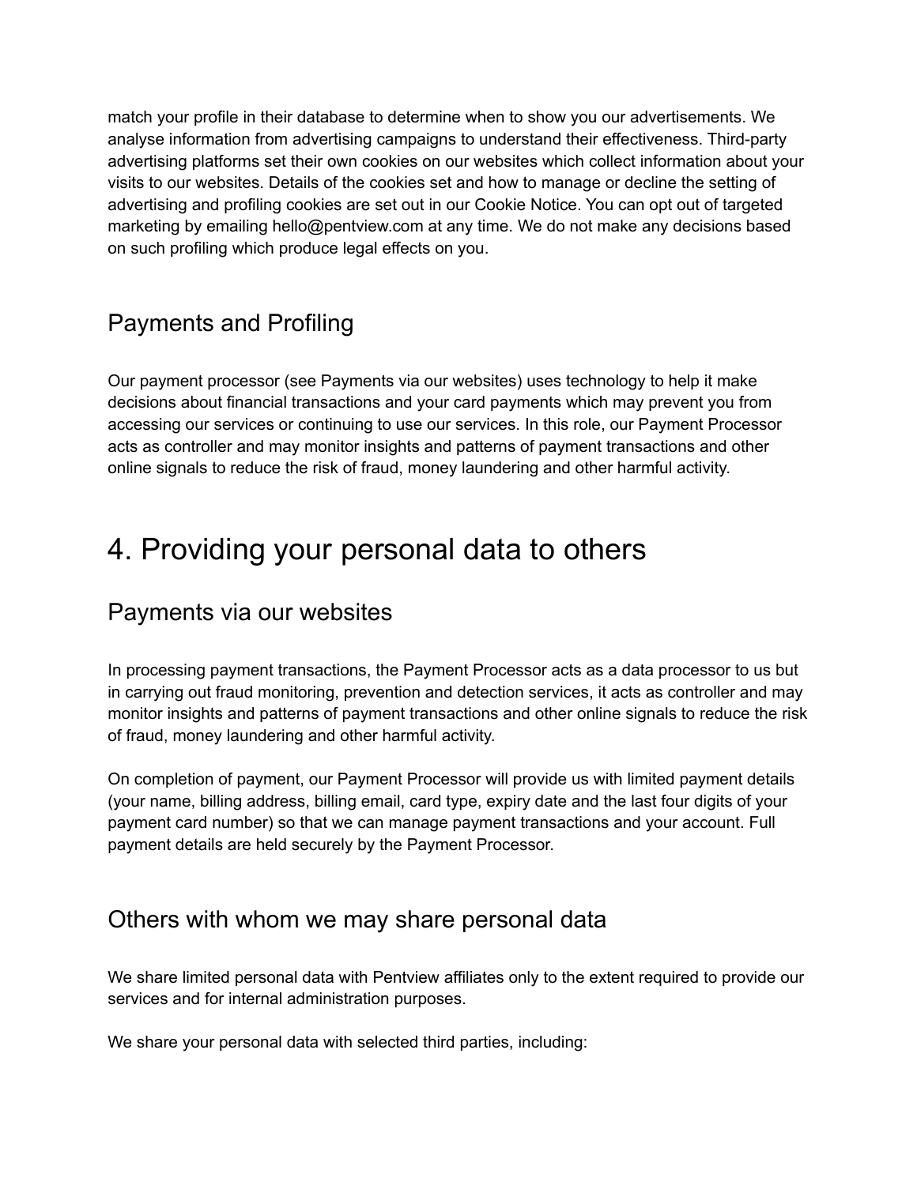match your profile in their database to determine when to show you our advertisements. We analyse information from advertising campaigns to understand their effectiveness. Third-party advertising platforms set their own cookies on our websites which collect information about your visits to our websites. Details of the cookies set and how to manage or decline the setting of advertising and profiling cookies are set out in our Cookie Notice. You can opt out of targeted marketing by emailing hello@pentview.com at any time. We do not make any decisions based on such profiling which produce legal effects on you.

## Payments and Profiling

Our payment processor (see Payments via our websites) uses technology to help it make decisions about financial transactions and your card payments which may prevent you from accessing our services or continuing to use our services. In this role, our Payment Processor acts as controller and may monitor insights and patterns of payment transactions and other online signals to reduce the risk of fraud, money laundering and other harmful activity.

# 4. Providing your personal data to others

## Payments via our websites

In processing payment transactions, the Payment Processor acts as a data processor to us but in carrying out fraud monitoring, prevention and detection services, it acts as controller and may monitor insights and patterns of payment transactions and other online signals to reduce the risk of fraud, money laundering and other harmful activity.

On completion of payment, our Payment Processor will provide us with limited payment details (your name, billing address, billing email, card type, expiry date and the last four digits of your payment card number) so that we can manage payment transactions and your account. Full payment details are held securely by the Payment Processor.

## Others with whom we may share personal data

We share limited personal data with Pentview affiliates only to the extent required to provide our services and for internal administration purposes.

We share your personal data with selected third parties, including: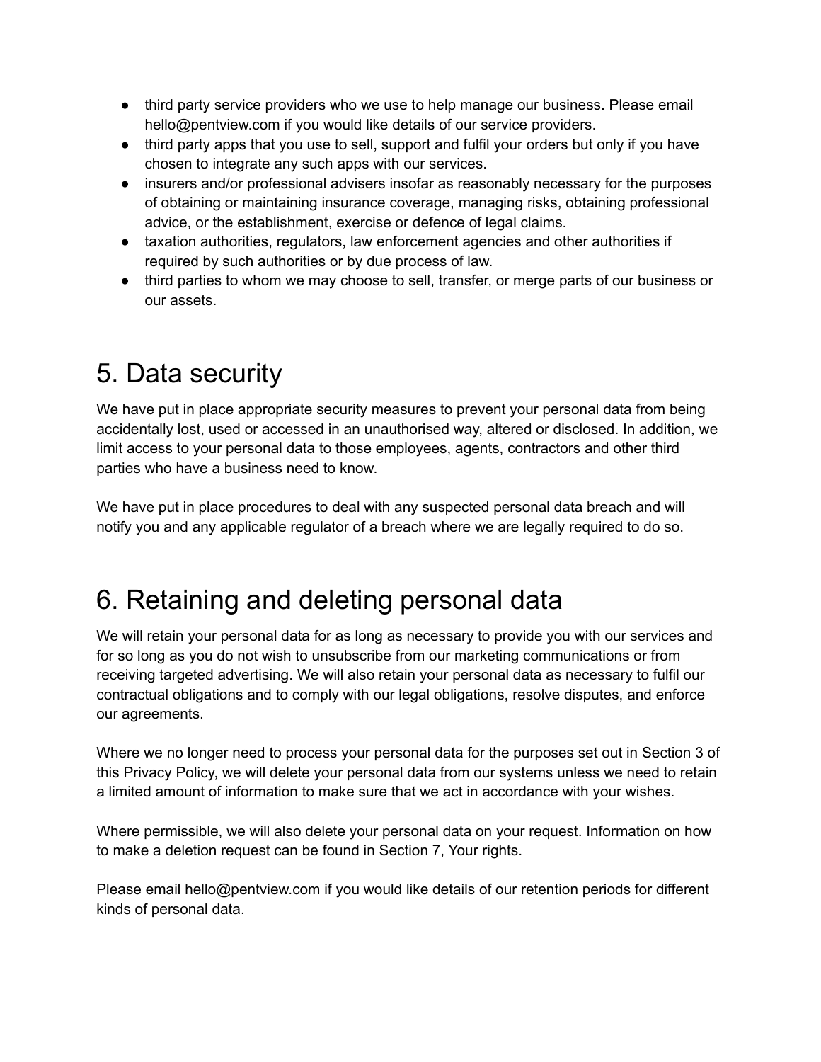- third party service providers who we use to help manage our business. Please email hello@pentview.com if you would like details of our service providers.
- third party apps that you use to sell, support and fulfil your orders but only if you have chosen to integrate any such apps with our services.
- insurers and/or professional advisers insofar as reasonably necessary for the purposes of obtaining or maintaining insurance coverage, managing risks, obtaining professional advice, or the establishment, exercise or defence of legal claims.
- taxation authorities, regulators, law enforcement agencies and other authorities if required by such authorities or by due process of law.
- third parties to whom we may choose to sell, transfer, or merge parts of our business or our assets.

# 5. Data security

We have put in place appropriate security measures to prevent your personal data from being accidentally lost, used or accessed in an unauthorised way, altered or disclosed. In addition, we limit access to your personal data to those employees, agents, contractors and other third parties who have a business need to know.

We have put in place procedures to deal with any suspected personal data breach and will notify you and any applicable regulator of a breach where we are legally required to do so.

# 6. Retaining and deleting personal data

We will retain your personal data for as long as necessary to provide you with our services and for so long as you do not wish to unsubscribe from our marketing communications or from receiving targeted advertising. We will also retain your personal data as necessary to fulfil our contractual obligations and to comply with our legal obligations, resolve disputes, and enforce our agreements.

Where we no longer need to process your personal data for the purposes set out in Section 3 of this Privacy Policy, we will delete your personal data from our systems unless we need to retain a limited amount of information to make sure that we act in accordance with your wishes.

Where permissible, we will also delete your personal data on your request. Information on how to make a deletion request can be found in Section 7, Your rights.

Please email hello@pentview.com if you would like details of our retention periods for different kinds of personal data.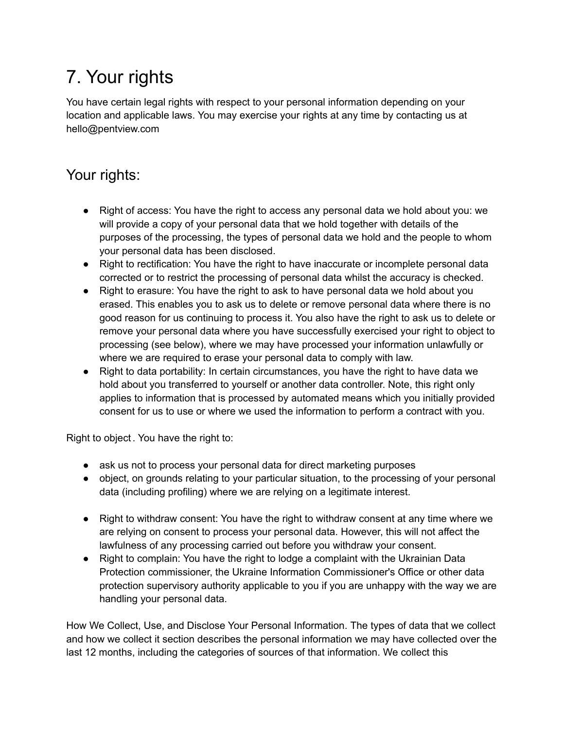# 7. Your rights

You have certain legal rights with respect to your personal information depending on your location and applicable laws. You may exercise your rights at any time by contacting us at hello@pentview.com

## Your rights:

- Right of access: You have the right to access any personal data we hold about you: we will provide a copy of your personal data that we hold together with details of the purposes of the processing, the types of personal data we hold and the people to whom your personal data has been disclosed.
- Right to rectification: You have the right to have inaccurate or incomplete personal data corrected or to restrict the processing of personal data whilst the accuracy is checked.
- Right to erasure: You have the right to ask to have personal data we hold about you erased. This enables you to ask us to delete or remove personal data where there is no good reason for us continuing to process it. You also have the right to ask us to delete or remove your personal data where you have successfully exercised your right to object to processing (see below), where we may have processed your information unlawfully or where we are required to erase your personal data to comply with law.
- Right to data portability: In certain circumstances, you have the right to have data we hold about you transferred to yourself or another data controller. Note, this right only applies to information that is processed by automated means which you initially provided consent for us to use or where we used the information to perform a contract with you.

Right to object . You have the right to:

- ask us not to process your personal data for direct marketing purposes
- object, on grounds relating to your particular situation, to the processing of your personal data (including profiling) where we are relying on a legitimate interest.

- Right to withdraw consent: You have the right to withdraw consent at any time where we are relying on consent to process your personal data. However, this will not affect the lawfulness of any processing carried out before you withdraw your consent.
- Right to complain: You have the right to lodge a complaint with the Ukrainian Data Protection commissioner, the Ukraine Information Commissioner's Office or other data protection supervisory authority applicable to you if you are unhappy with the way we are handling your personal data.

How We Collect, Use, and Disclose Your Personal Information. The types of data that we collect and how we collect it section describes the personal information we may have collected over the last 12 months, including the categories of sources of that information. We collect this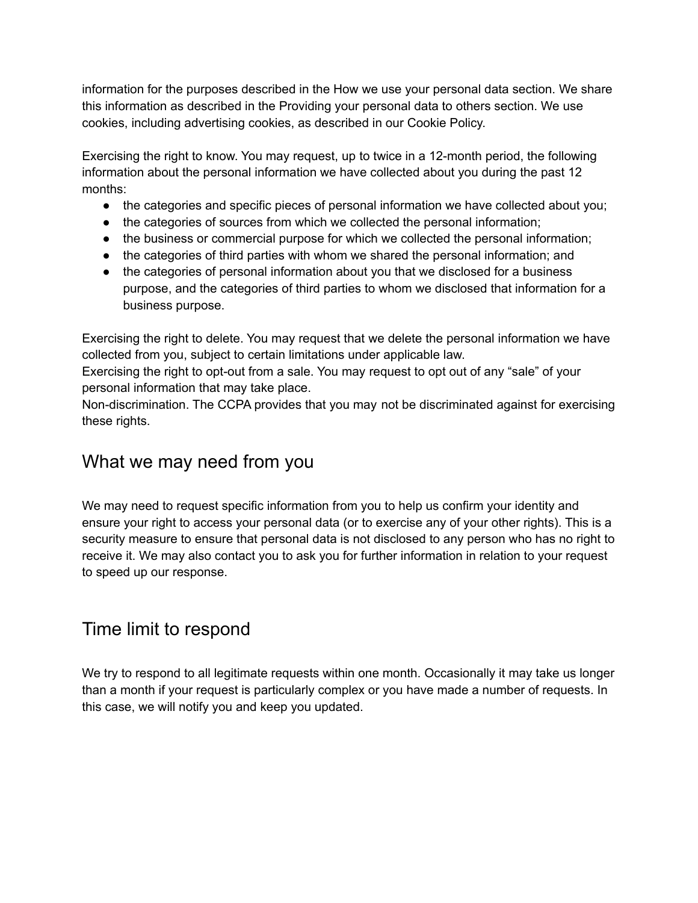information for the purposes described in the How we use your personal data section. We share this information as described in the Providing your personal data to others section. We use cookies, including advertising cookies, as described in our Cookie Policy.

Exercising the right to know. You may request, up to twice in a 12-month period, the following information about the personal information we have collected about you during the past 12 months:

- the categories and specific pieces of personal information we have collected about you;
- the categories of sources from which we collected the personal information;
- the business or commercial purpose for which we collected the personal information;
- the categories of third parties with whom we shared the personal information; and
- the categories of personal information about you that we disclosed for a business purpose, and the categories of third parties to whom we disclosed that information for a business purpose.

Exercising the right to delete. You may request that we delete the personal information we have collected from you, subject to certain limitations under applicable law.
Exercising the right to opt-out from a sale. You may request to opt out of any “sale” of your personal information that may take place.
Non-discrimination. The CCPA provides that you may not be discriminated against for exercising these rights.

## What we may need from you

We may need to request specific information from you to help us confirm your identity and ensure your right to access your personal data (or to exercise any of your other rights). This is a security measure to ensure that personal data is not disclosed to any person who has no right to receive it. We may also contact you to ask you for further information in relation to your request to speed up our response.

## Time limit to respond

We try to respond to all legitimate requests within one month. Occasionally it may take us longer than a month if your request is particularly complex or you have made a number of requests. In this case, we will notify you and keep you updated.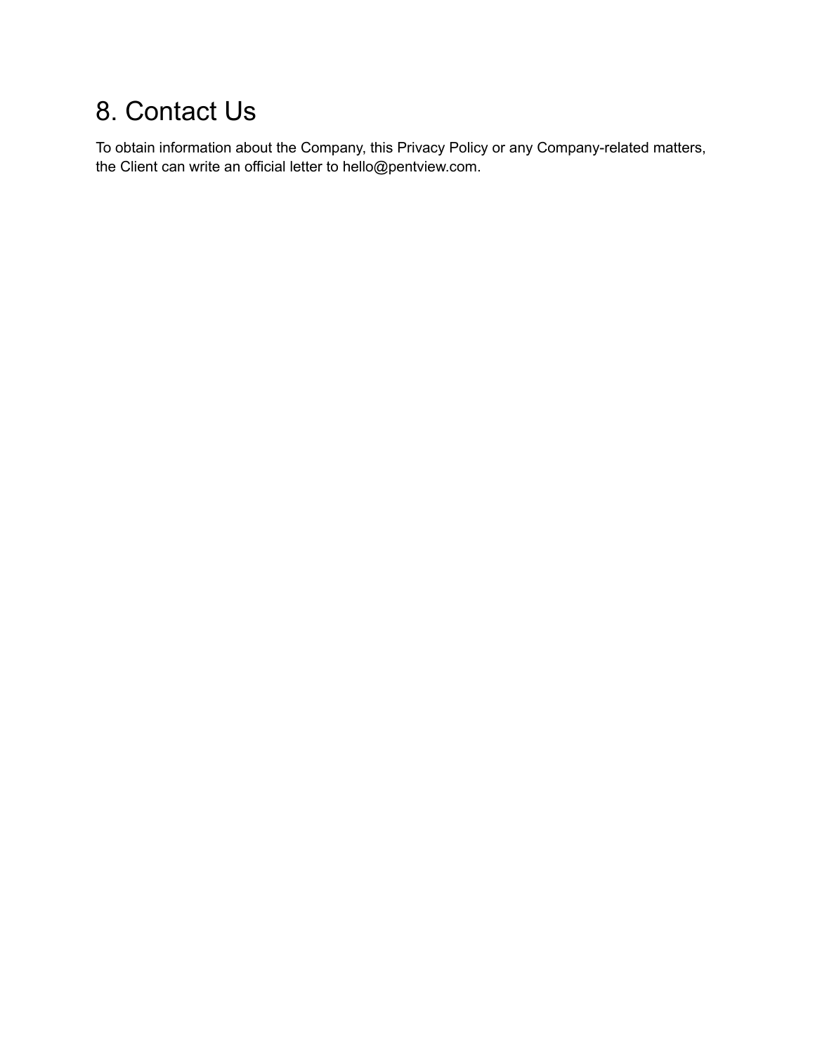# 8. Contact Us

To obtain information about the Company, this Privacy Policy or any Company-related matters, the Client can write an official letter to hello@pentview.com.